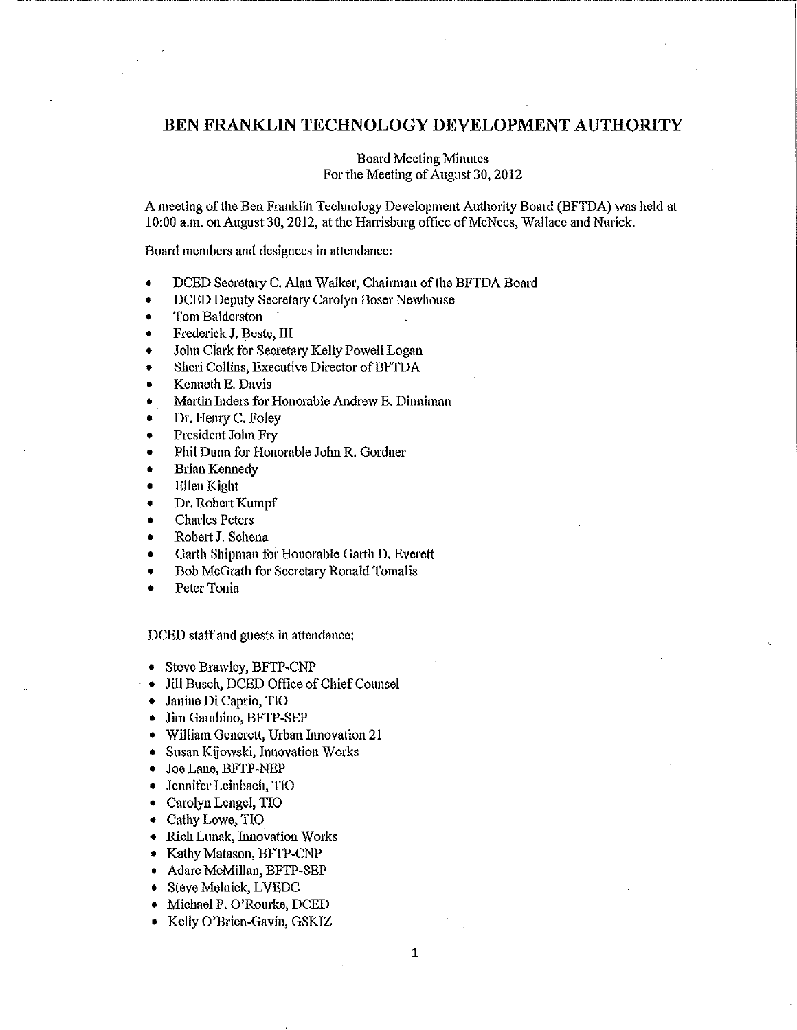# BEN FRANKLIN TECHNOLOGY DEVELOPMENT AUTHORITY

Board Meeting Minutes
For the Meeting of August 30, 2012

A meeting of the Ben Franklin Technology Development Authority Board (BFTDA) was held at 10:00 a.m. on August 30, 2012, at the Harrisburg office of McNees, Wallace and Nurick.

Board members and designees in attendance:

- DCED Secretary C. Alan Walker, Chairman of the BFTDA Board
- DCED Deputy Secretary Carolyn Boser Newhouse
- Tom Balderston
- Frederick J. Beste, III
- John Clark for Secretary Kelly Powell Logan
- Sheri Collins, Executive Director of BFTDA
- Kenneth E. Davis
- Martin Inders for Honorable Andrew E. Dinniman
- Dr. Henry C. Foley
- President John Fry
- Phil Dunn for Honorable John R. Gordner
- Brian Kennedy
- Ellen Kight
- Dr. Robert Kumpf
- Charles Peters
- Robert J. Schena
- Garth Shipman for Honorable Garth D. Everett
- Bob McGrath for Secretary Ronald Tomalis
- Peter Tonia

DCED staff and guests in attendance:

- Steve Brawley, BFTP-CNP
- Jill Busch, DCED Office of Chief Counsel
- Janine Di Caprio, TIO
- Jim Gambino, BFTP-SEP
- William Generett, Urban Innovation 21
- Susan Kijowski, Innovation Works
- Joe Lane, BFTP-NEP
- Jennifer Leinbach, TIO
- Carolyn Lengel, TIO
- Cathy Lowe, TIO
- Rich Lunak, Innovation Works
- Kathy Matason, BFTP-CNP
- Adare McMillan, BFTP-SEP
- Steve Melnick, LVEDC
- Michael P. O'Rourke, DCED
- Kelly O'Brien-Gavin, GSKIZ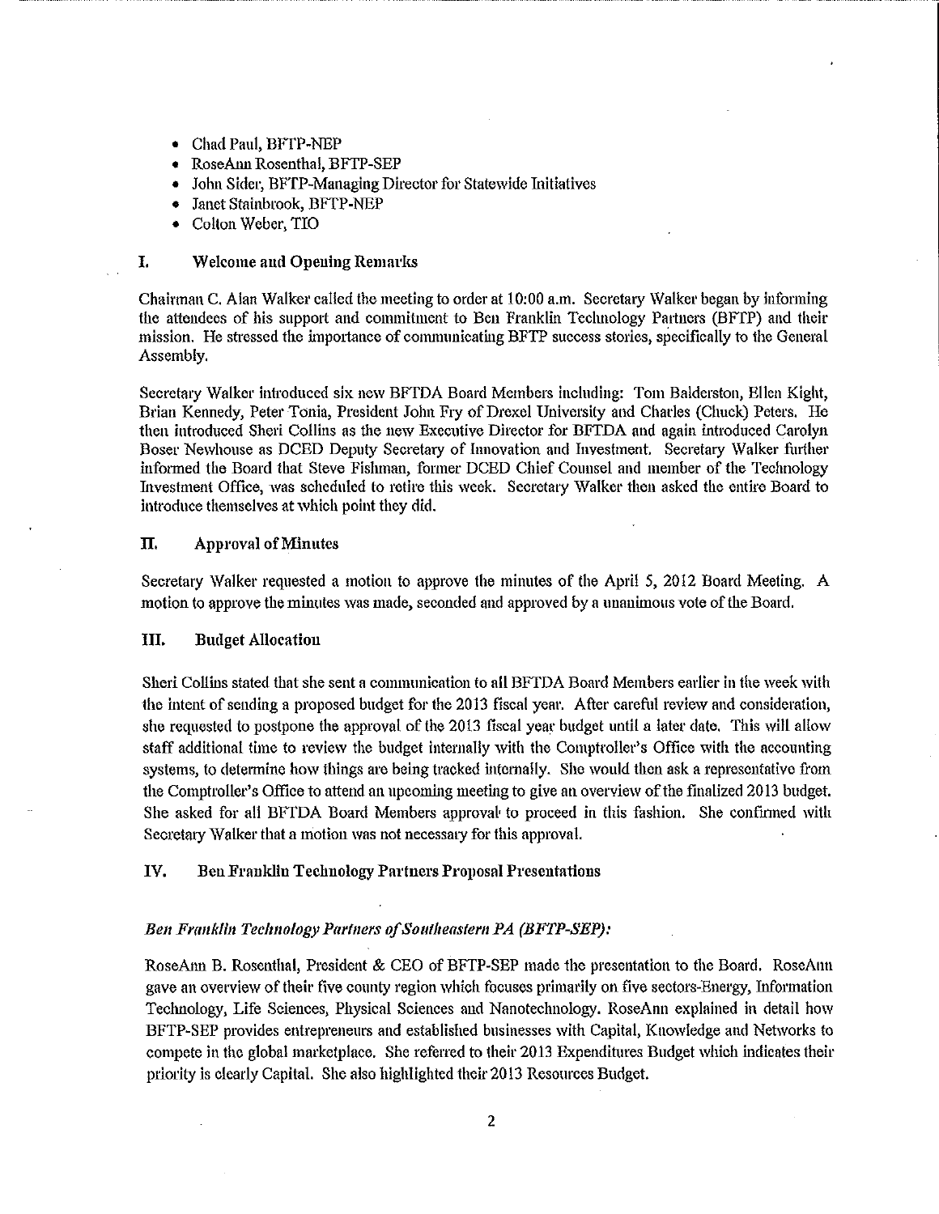- Chad Paul, BFTP-NEP
- RoseAnn Rosenthal, BFTP-SEP
- John Sider, BFTP-Managing Director for Statewide Initiatives
- Janet Stainbrook, BFTP-NEP
- Colton Weber, TIO

## I. Welcome and Opening Remarks

Chairman C. Alan Walker called the meeting to order at 10:00 a.m. Secretary Walker began by informing the attendees of his support and commitment to Ben Franklin Technology Partners (BFTP) and their mission. He stressed the importance of communicating BFTP success stories, specifically to the General Assembly.

Secretary Walker introduced six new BFTDA Board Members including: Tom Balderston, Ellen Kight, Brian Kennedy, Peter Tonia, President John Fry of Drexel University and Charles (Chuck) Peters. He then introduced Sheri Collins as the new Executive Director for BFTDA and again introduced Carolyn Boser Newhouse as DCED Deputy Secretary of Innovation and Investment. Secretary Walker further informed the Board that Steve Fishman, former DCED Chief Counsel and member of the Technology Investment Office, was scheduled to retire this week. Secretary Walker then asked the entire Board to introduce themselves at which point they did.

## II. Approval of Minutes

Secretary Walker requested a motion to approve the minutes of the April 5, 2012 Board Meeting. A motion to approve the minutes was made, seconded and approved by a unanimous vote of the Board.

## III. Budget Allocation

Sheri Collins stated that she sent a communication to all BFTDA Board Members earlier in the week with the intent of sending a proposed budget for the 2013 fiscal year. After careful review and consideration, she requested to postpone the approval of the 2013 fiscal year budget until a later date. This will allow staff additional time to review the budget internally with the Comptroller's Office with the accounting systems, to determine how things are being tracked internally. She would then ask a representative from the Comptroller's Office to attend an upcoming meeting to give an overview of the finalized 2013 budget. She asked for all BFTDA Board Members approval to proceed in this fashion. She confirmed with Secretary Walker that a motion was not necessary for this approval.

## IV. Ben Franklin Technology Partners Proposal Presentations

***Ben Franklin Technology Partners of Southeastern PA (BFTP-SEP):***

RoseAnn B. Rosenthal, President & CEO of BFTP-SEP made the presentation to the Board. RoseAnn gave an overview of their five county region which focuses primarily on five sectors-Energy, Information Technology, Life Sciences, Physical Sciences and Nanotechnology. RoseAnn explained in detail how BFTP-SEP provides entrepreneurs and established businesses with Capital, Knowledge and Networks to compete in the global marketplace. She referred to their 2013 Expenditures Budget which indicates their priority is clearly Capital. She also highlighted their 2013 Resources Budget.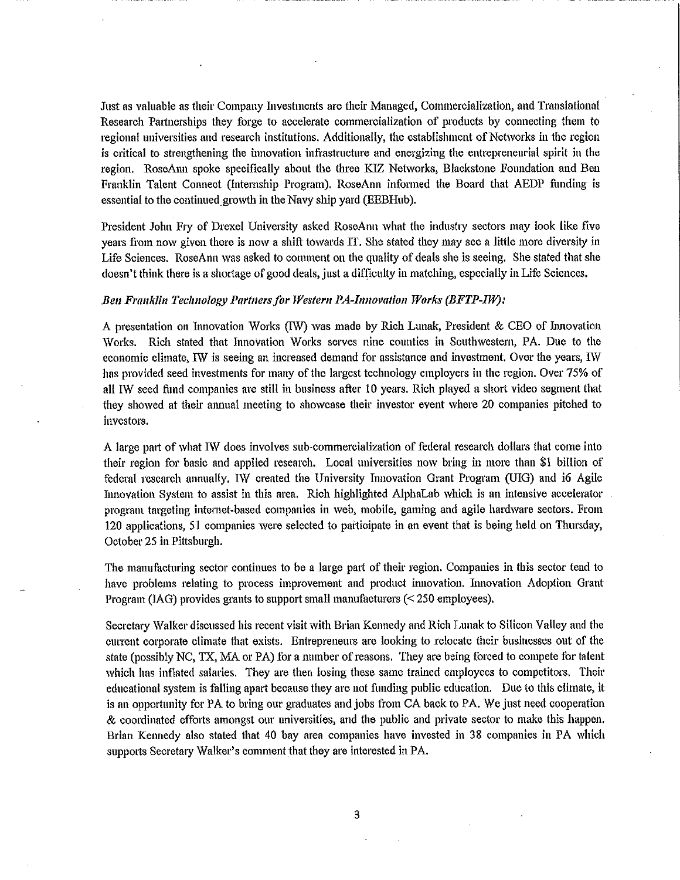Just as valuable as their Company Investments are their Managed, Commercialization, and Translational Research Partnerships they forge to accelerate commercialization of products by connecting them to regional universities and research institutions. Additionally, the establishment of Networks in the region is critical to strengthening the innovation infrastructure and energizing the entrepreneurial spirit in the region. RoseAnn spoke specifically about the three KIZ Networks, Blackstone Foundation and Ben Franklin Talent Connect (Internship Program). RoseAnn informed the Board that AEDP funding is essential to the continued growth in the Navy ship yard (EEBHub).

President John Fry of Drexel University asked RoseAnn what the industry sectors may look like five years from now given there is now a shift towards IT. She stated they may see a little more diversity in Life Sciences. RoseAnn was asked to comment on the quality of deals she is seeing. She stated that she doesn't think there is a shortage of good deals, just a difficulty in matching, especially in Life Sciences.

*Ben Franklin Technology Partners for Western PA-Innovation Works (BFTP-IW):*

A presentation on Innovation Works (IW) was made by Rich Lunak, President & CEO of Innovation Works. Rich stated that Innovation Works serves nine counties in Southwestern, PA. Due to the economic climate, IW is seeing an increased demand for assistance and investment. Over the years, IW has provided seed investments for many of the largest technology employers in the region. Over 75% of all IW seed fund companies are still in business after 10 years. Rich played a short video segment that they showed at their annual meeting to showcase their investor event where 20 companies pitched to investors.

A large part of what IW does involves sub-commercialization of federal research dollars that come into their region for basic and applied research. Local universities now bring in more than $1 billion of federal research annually. IW created the University Innovation Grant Program (UIG) and i6 Agile Innovation System to assist in this area. Rich highlighted AlphaLab which is an intensive accelerator program targeting internet-based companies in web, mobile, gaming and agile hardware sectors. From 120 applications, 51 companies were selected to participate in an event that is being held on Thursday, October 25 in Pittsburgh.

The manufacturing sector continues to be a large part of their region. Companies in this sector tend to have problems relating to process improvement and product innovation. Innovation Adoption Grant Program (IAG) provides grants to support small manufacturers (< 250 employees).

Secretary Walker discussed his recent visit with Brian Kennedy and Rich Lunak to Silicon Valley and the current corporate climate that exists. Entrepreneurs are looking to relocate their businesses out of the state (possibly NC, TX, MA or PA) for a number of reasons. They are being forced to compete for talent which has inflated salaries. They are then losing these same trained employees to competitors. Their educational system is falling apart because they are not funding public education. Due to this climate, it is an opportunity for PA to bring our graduates and jobs from CA back to PA. We just need cooperation & coordinated efforts amongst our universities, and the public and private sector to make this happen. Brian Kennedy also stated that 40 bay area companies have invested in 38 companies in PA which supports Secretary Walker's comment that they are interested in PA.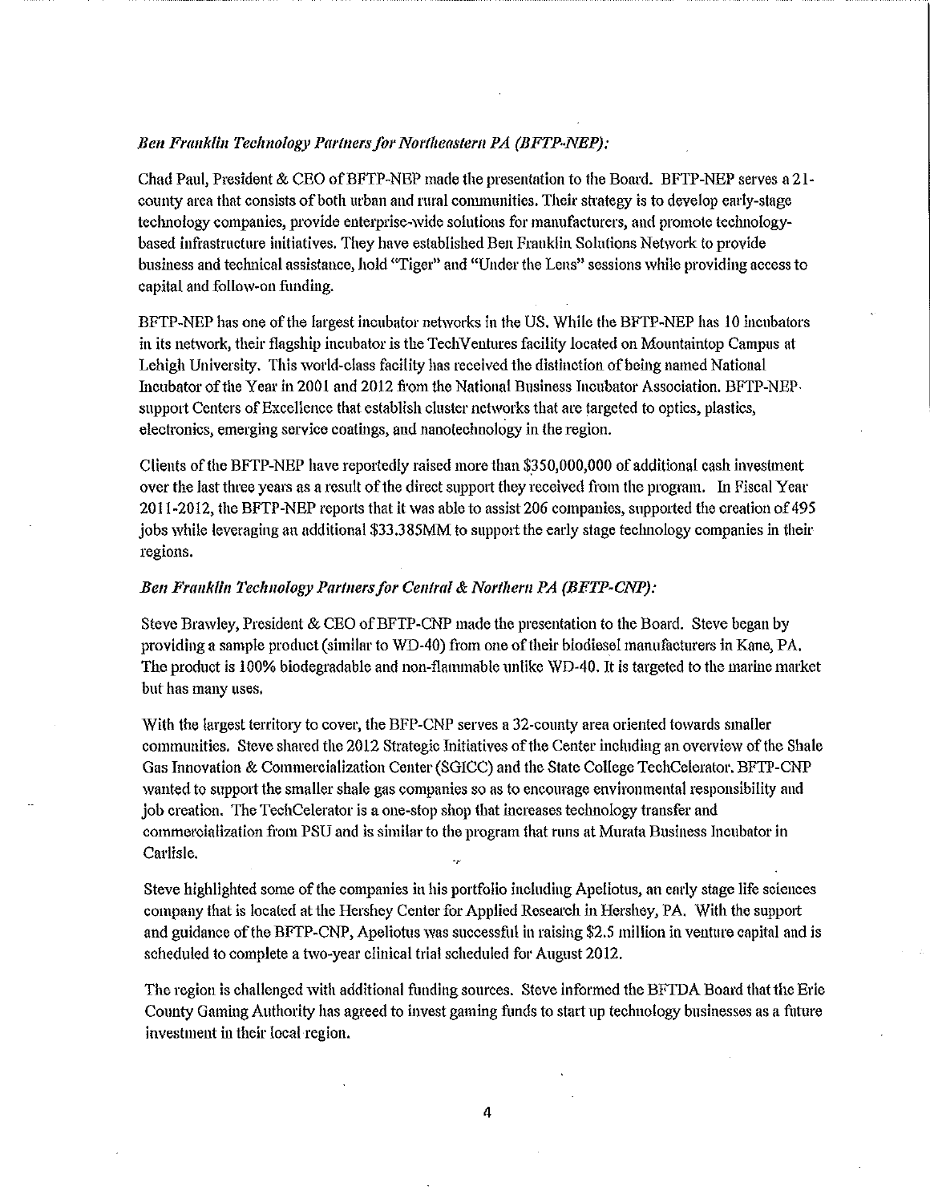*Ben Franklin Technology Partners for Northeastern PA (BFTP-NEP):*

Chad Paul, President & CEO of BFTP-NEP made the presentation to the Board. BFTP-NEP serves a 21-county area that consists of both urban and rural communities. Their strategy is to develop early-stage technology companies, provide enterprise-wide solutions for manufacturers, and promote technology-based infrastructure initiatives. They have established Ben Franklin Solutions Network to provide business and technical assistance, hold "Tiger" and "Under the Lens" sessions while providing access to capital and follow-on funding.

BFTP-NEP has one of the largest incubator networks in the US. While the BFTP-NEP has 10 incubators in its network, their flagship incubator is the TechVentures facility located on Mountaintop Campus at Lehigh University. This world-class facility has received the distinction of being named National Incubator of the Year in 2001 and 2012 from the National Business Incubator Association. BFTP-NEP support Centers of Excellence that establish cluster networks that are targeted to optics, plastics, electronics, emerging service coatings, and nanotechnology in the region.

Clients of the BFTP-NEP have reportedly raised more than $350,000,000 of additional cash investment over the last three years as a result of the direct support they received from the program. In Fiscal Year 2011-2012, the BFTP-NEP reports that it was able to assist 206 companies, supported the creation of 495 jobs while leveraging an additional $33.385MM to support the early stage technology companies in their regions.

*Ben Franklin Technology Partners for Central & Northern PA (BFTP-CNP):*

Steve Brawley, President & CEO of BFTP-CNP made the presentation to the Board. Steve began by providing a sample product (similar to WD-40) from one of their biodiesel manufacturers in Kane, PA. The product is 100% biodegradable and non-flammable unlike WD-40. It is targeted to the marine market but has many uses.

With the largest territory to cover, the BFP-CNP serves a 32-county area oriented towards smaller communities. Steve shared the 2012 Strategic Initiatives of the Center including an overview of the Shale Gas Innovation & Commercialization Center (SGICC) and the State College TechCelerator. BFTP-CNP wanted to support the smaller shale gas companies so as to encourage environmental responsibility and job creation. The TechCelerator is a one-stop shop that increases technology transfer and commercialization from PSU and is similar to the program that runs at Murata Business Incubator in Carlisle.

Steve highlighted some of the companies in his portfolio including Apeliotus, an early stage life sciences company that is located at the Hershey Center for Applied Research in Hershey, PA. With the support and guidance of the BFTP-CNP, Apeliotus was successful in raising $2.5 million in venture capital and is scheduled to complete a two-year clinical trial scheduled for August 2012.

The region is challenged with additional funding sources. Steve informed the BFTDA Board that the Erie County Gaming Authority has agreed to invest gaming funds to start up technology businesses as a future investment in their local region.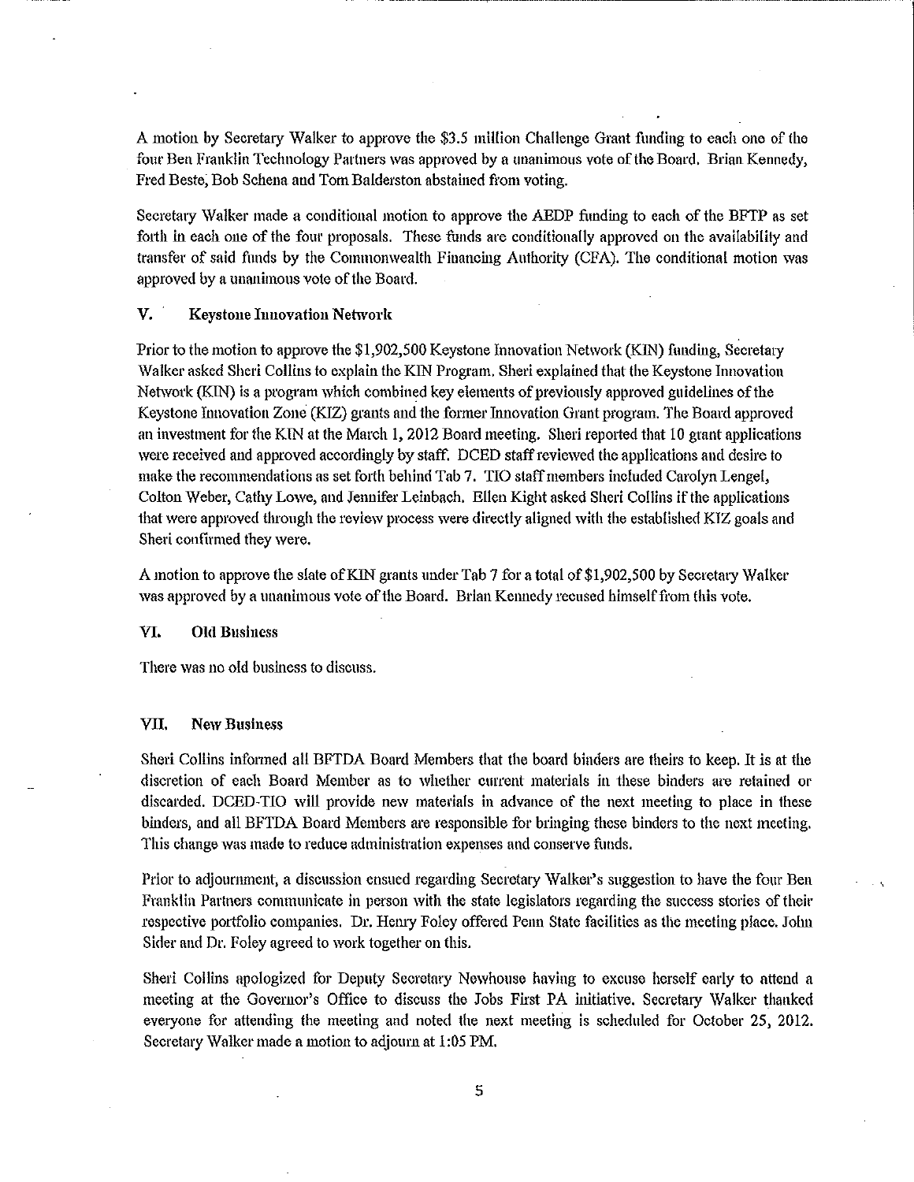A motion by Secretary Walker to approve the $3.5 million Challenge Grant funding to each one of the four Ben Franklin Technology Partners was approved by a unanimous vote of the Board. Brian Kennedy, Fred Beste, Bob Schena and Tom Balderston abstained from voting.

Secretary Walker made a conditional motion to approve the AEDP funding to each of the BFTP as set forth in each one of the four proposals. These funds are conditionally approved on the availability and transfer of said funds by the Commonwealth Financing Authority (CFA). The conditional motion was approved by a unanimous vote of the Board.

## V. Keystone Innovation Network

Prior to the motion to approve the $1,902,500 Keystone Innovation Network (KIN) funding, Secretary Walker asked Sheri Collins to explain the KIN Program. Sheri explained that the Keystone Innovation Network (KIN) is a program which combined key elements of previously approved guidelines of the Keystone Innovation Zone (KIZ) grants and the former Innovation Grant program. The Board approved an investment for the KIN at the March 1, 2012 Board meeting. Sheri reported that 10 grant applications were received and approved accordingly by staff. DCED staff reviewed the applications and desire to make the recommendations as set forth behind Tab 7. TIO staff members included Carolyn Lengel, Colton Weber, Cathy Lowe, and Jennifer Leinbach. Ellen Kight asked Sheri Collins if the applications that were approved through the review process were directly aligned with the established KIZ goals and Sheri confirmed they were.

A motion to approve the slate of KIN grants under Tab 7 for a total of $1,902,500 by Secretary Walker was approved by a unanimous vote of the Board. Brian Kennedy recused himself from this vote.

## VI. Old Business

There was no old business to discuss.

## VII. New Business

Sheri Collins informed all BFTDA Board Members that the board binders are theirs to keep. It is at the discretion of each Board Member as to whether current materials in these binders are retained or discarded. DCED-TIO will provide new materials in advance of the next meeting to place in these binders, and all BFTDA Board Members are responsible for bringing these binders to the next meeting. This change was made to reduce administration expenses and conserve funds.

Prior to adjournment, a discussion ensued regarding Secretary Walker's suggestion to have the four Ben Franklin Partners communicate in person with the state legislators regarding the success stories of their respective portfolio companies. Dr. Henry Foley offered Penn State facilities as the meeting place. John Sider and Dr. Foley agreed to work together on this.

Sheri Collins apologized for Deputy Secretary Newhouse having to excuse herself early to attend a meeting at the Governor's Office to discuss the Jobs First PA initiative. Secretary Walker thanked everyone for attending the meeting and noted the next meeting is scheduled for October 25, 2012. Secretary Walker made a motion to adjourn at 1:05 PM.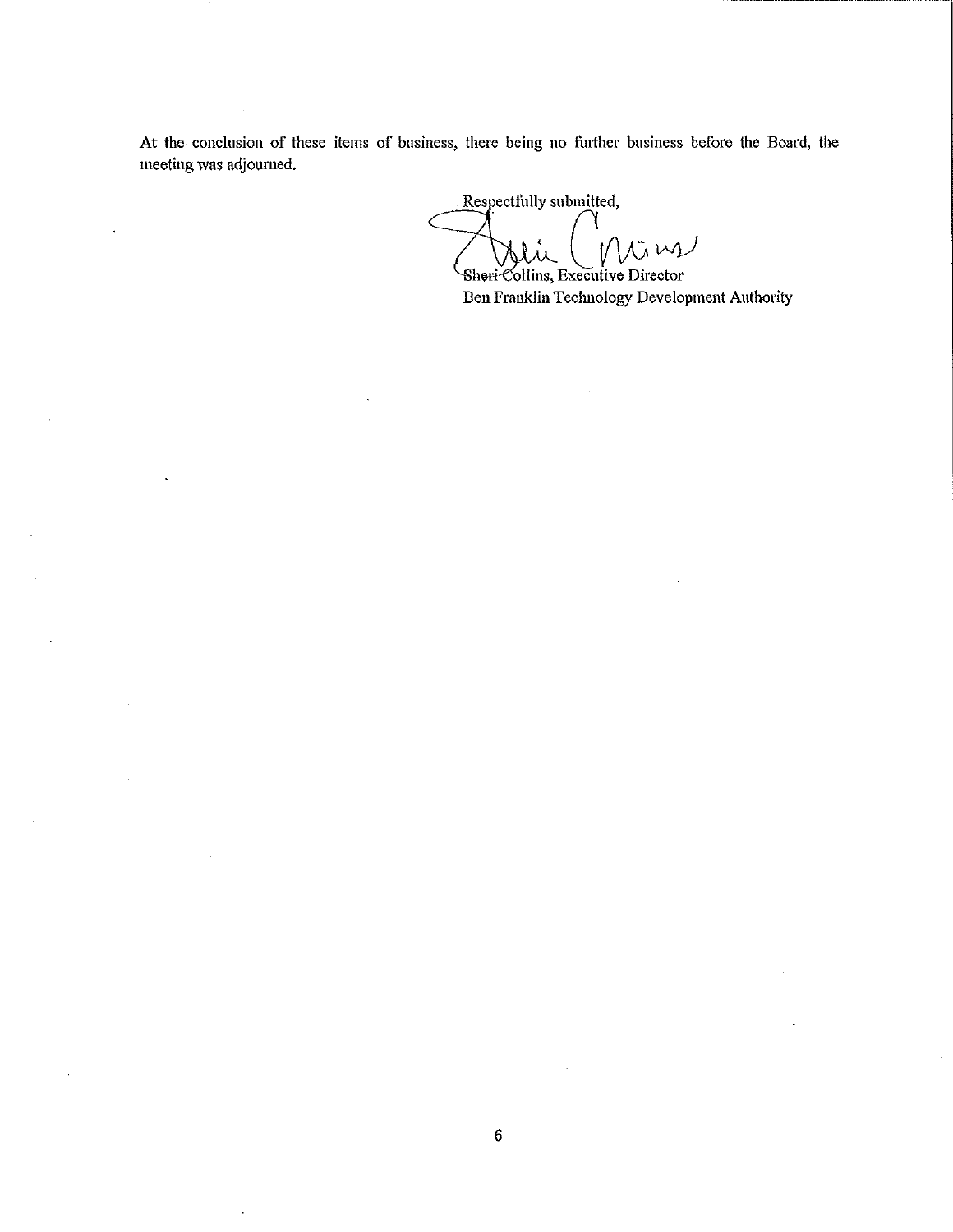At the conclusion of these items of business, there being no further business before the Board, the meeting was adjourned.

Respectfully submitted,

Sheri Collins, Executive Director
Ben Franklin Technology Development Authority